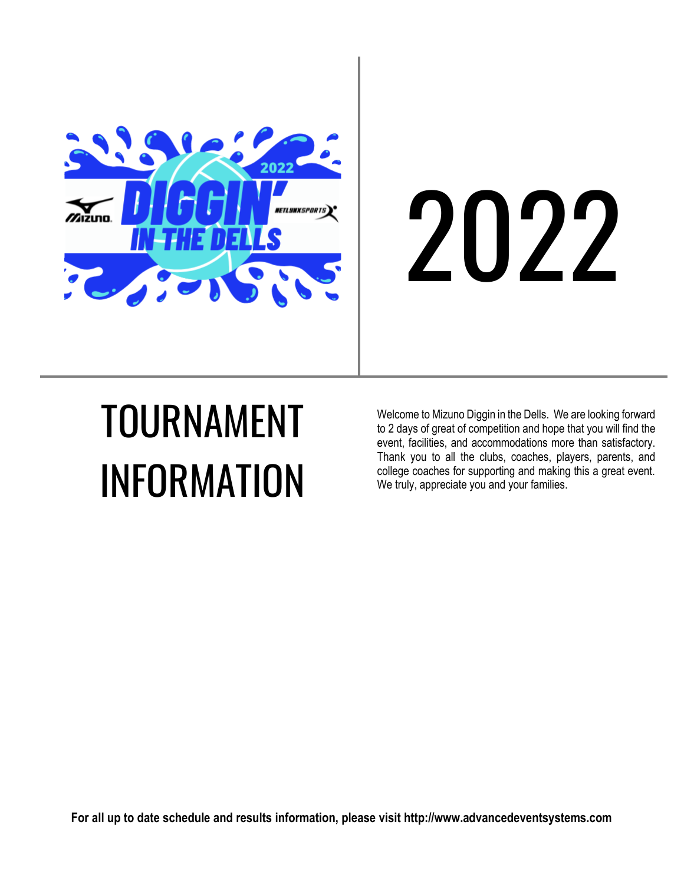# 2022

# TOURNAMENT INFORMATION

Welcome to Mizuno Diggin in the Dells. We are looking forward to 2 days of great of competition and hope that you will find the event, facilities, and accommodations more than satisfactory. Thank you to all the clubs, coaches, players, parents, and college coaches for supporting and making this a great event. We truly, appreciate you and your families.

**For all up to date schedule and results information, please visit http://www.advancedeventsystems.com**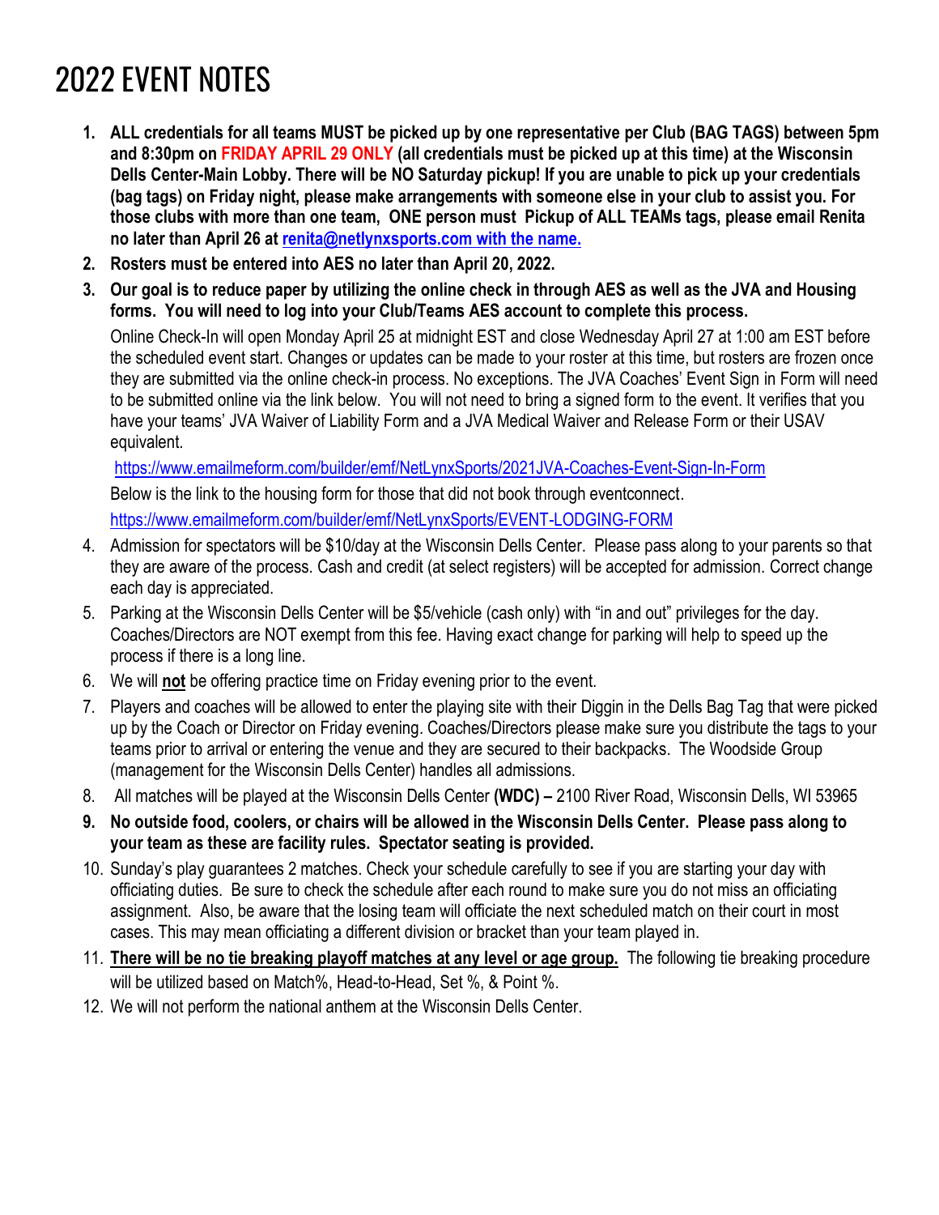# 2022 EVENT NOTES

1. **ALL credentials for all teams MUST be picked up by one representative per Club (BAG TAGS) between 5pm and 8:30pm on FRIDAY APRIL 29 ONLY (all credentials must be picked up at this time) at the Wisconsin Dells Center-Main Lobby. There will be NO Saturday pickup! If you are unable to pick up your credentials (bag tags) on Friday night, please make arrangements with someone else in your club to assist you. For those clubs with more than one team, ONE person must Pickup of ALL TEAMs tags, please email Renita no later than April 26 at [renita@netlynxsports.com with the name.](mailto:renita@netlynxsports.com)**
2. **Rosters must be entered into AES no later than April 20, 2022.**
3. **Our goal is to reduce paper by utilizing the online check in through AES as well as the JVA and Housing forms. You will need to log into your Club/Teams AES account to complete this process.**

   Online Check-In will open Monday April 25 at midnight EST and close Wednesday April 27 at 1:00 am EST before the scheduled event start. Changes or updates can be made to your roster at this time, but rosters are frozen once they are submitted via the online check-in process. No exceptions. The JVA Coaches' Event Sign in Form will need to be submitted online via the link below. You will not need to bring a signed form to the event. It verifies that you have your teams' JVA Waiver of Liability Form and a JVA Medical Waiver and Release Form or their USAV equivalent.

   https://www.emailmeform.com/builder/emf/NetLynxSports/2021JVA-Coaches-Event-Sign-In-Form

   Below is the link to the housing form for those that did not book through eventconnect.

   https://www.emailmeform.com/builder/emf/NetLynxSports/EVENT-LODGING-FORM
4. Admission for spectators will be $10/day at the Wisconsin Dells Center. Please pass along to your parents so that they are aware of the process. Cash and credit (at select registers) will be accepted for admission. Correct change each day is appreciated.
5. Parking at the Wisconsin Dells Center will be $5/vehicle (cash only) with "in and out" privileges for the day. Coaches/Directors are NOT exempt from this fee. Having exact change for parking will help to speed up the process if there is a long line.
6. We will **not** be offering practice time on Friday evening prior to the event.
7. Players and coaches will be allowed to enter the playing site with their Diggin in the Dells Bag Tag that were picked up by the Coach or Director on Friday evening. Coaches/Directors please make sure you distribute the tags to your teams prior to arrival or entering the venue and they are secured to their backpacks. The Woodside Group (management for the Wisconsin Dells Center) handles all admissions.
8. All matches will be played at the Wisconsin Dells Center **(WDC) –** 2100 River Road, Wisconsin Dells, WI 53965
9. **No outside food, coolers, or chairs will be allowed in the Wisconsin Dells Center. Please pass along to your team as these are facility rules. Spectator seating is provided.**
10. Sunday's play guarantees 2 matches. Check your schedule carefully to see if you are starting your day with officiating duties. Be sure to check the schedule after each round to make sure you do not miss an officiating assignment. Also, be aware that the losing team will officiate the next scheduled match on their court in most cases. This may mean officiating a different division or bracket than your team played in.
11. **There will be no tie breaking playoff matches at any level or age group.** The following tie breaking procedure will be utilized based on Match%, Head-to-Head, Set %, & Point %.
12. We will not perform the national anthem at the Wisconsin Dells Center.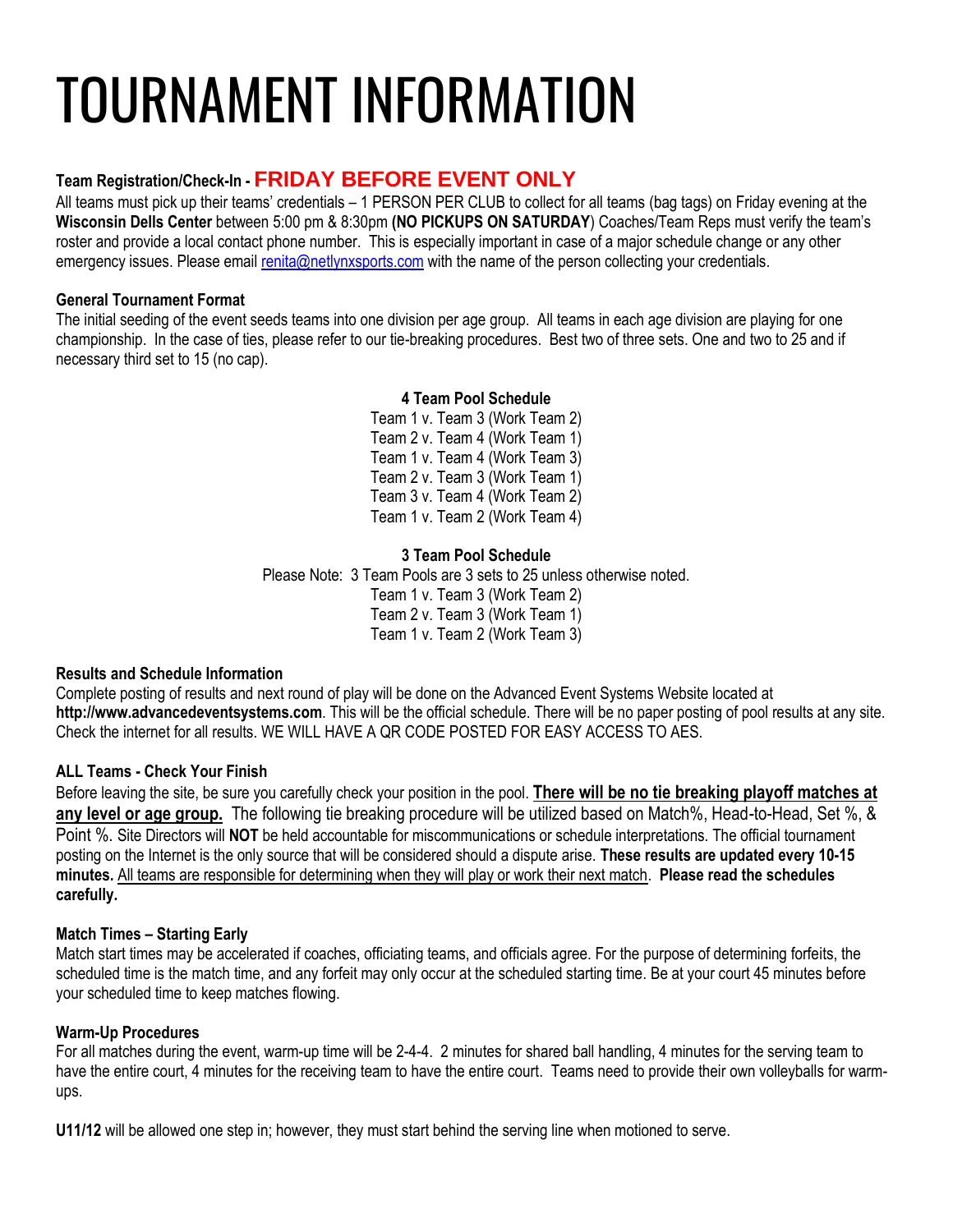# TOURNAMENT INFORMATION

**Team Registration/Check-In - FRIDAY BEFORE EVENT ONLY**

All teams must pick up their teams' credentials – 1 PERSON PER CLUB to collect for all teams (bag tags) on Friday evening at the **Wisconsin Dells Center** between 5:00 pm & 8:30pm **(NO PICKUPS ON SATURDAY**) Coaches/Team Reps must verify the team's roster and provide a local contact phone number. This is especially important in case of a major schedule change or any other emergency issues. Please email renita@netlynxsports.com with the name of the person collecting your credentials.

**General Tournament Format**

The initial seeding of the event seeds teams into one division per age group. All teams in each age division are playing for one championship. In the case of ties, please refer to our tie-breaking procedures. Best two of three sets. One and two to 25 and if necessary third set to 15 (no cap).

**4 Team Pool Schedule**

Team 1 v. Team 3 (Work Team 2)
Team 2 v. Team 4 (Work Team 1)
Team 1 v. Team 4 (Work Team 3)
Team 2 v. Team 3 (Work Team 1)
Team 3 v. Team 4 (Work Team 2)
Team 1 v. Team 2 (Work Team 4)

**3 Team Pool Schedule**

Please Note: 3 Team Pools are 3 sets to 25 unless otherwise noted.
Team 1 v. Team 3 (Work Team 2)
Team 2 v. Team 3 (Work Team 1)
Team 1 v. Team 2 (Work Team 3)

**Results and Schedule Information**

Complete posting of results and next round of play will be done on the Advanced Event Systems Website located at **http://www.advancedeventsystems.com**. This will be the official schedule. There will be no paper posting of pool results at any site. Check the internet for all results. WE WILL HAVE A QR CODE POSTED FOR EASY ACCESS TO AES.

**ALL Teams - Check Your Finish**

Before leaving the site, be sure you carefully check your position in the pool. **There will be no tie breaking playoff matches at any level or age group.** The following tie breaking procedure will be utilized based on Match%, Head-to-Head, Set %, & Point %. Site Directors will **NOT** be held accountable for miscommunications or schedule interpretations. The official tournament posting on the Internet is the only source that will be considered should a dispute arise. **These results are updated every 10-15 minutes.** All teams are responsible for determining when they will play or work their next match. **Please read the schedules carefully.**

**Match Times – Starting Early**

Match start times may be accelerated if coaches, officiating teams, and officials agree. For the purpose of determining forfeits, the scheduled time is the match time, and any forfeit may only occur at the scheduled starting time. Be at your court 45 minutes before your scheduled time to keep matches flowing.

**Warm-Up Procedures**

For all matches during the event, warm-up time will be 2-4-4. 2 minutes for shared ball handling, 4 minutes for the serving team to have the entire court, 4 minutes for the receiving team to have the entire court. Teams need to provide their own volleyballs for warm-ups.

**U11/12** will be allowed one step in; however, they must start behind the serving line when motioned to serve.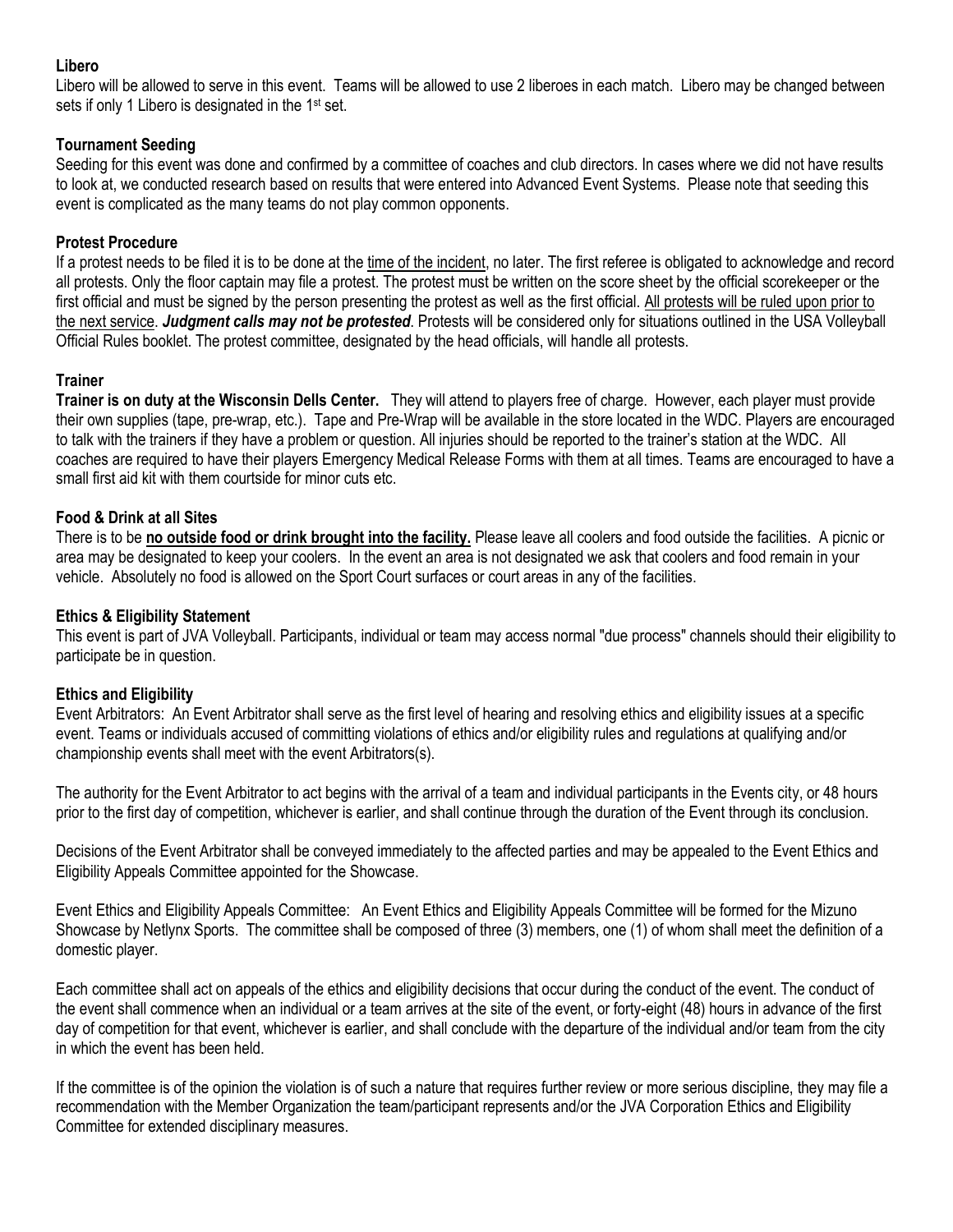### Libero

Libero will be allowed to serve in this event. Teams will be allowed to use 2 liberoes in each match. Libero may be changed between sets if only 1 Libero is designated in the 1st set.

### Tournament Seeding

Seeding for this event was done and confirmed by a committee of coaches and club directors. In cases where we did not have results to look at, we conducted research based on results that were entered into Advanced Event Systems. Please note that seeding this event is complicated as the many teams do not play common opponents.

### Protest Procedure

If a protest needs to be filed it is to be done at the time of the incident, no later. The first referee is obligated to acknowledge and record all protests. Only the floor captain may file a protest. The protest must be written on the score sheet by the official scorekeeper or the first official and must be signed by the person presenting the protest as well as the first official. All protests will be ruled upon prior to the next service. ***Judgment calls may not be protested***. Protests will be considered only for situations outlined in the USA Volleyball Official Rules booklet. The protest committee, designated by the head officials, will handle all protests.

### Trainer

**Trainer is on duty at the Wisconsin Dells Center.** They will attend to players free of charge. However, each player must provide their own supplies (tape, pre-wrap, etc.). Tape and Pre-Wrap will be available in the store located in the WDC. Players are encouraged to talk with the trainers if they have a problem or question. All injuries should be reported to the trainer's station at the WDC. All coaches are required to have their players Emergency Medical Release Forms with them at all times. Teams are encouraged to have a small first aid kit with them courtside for minor cuts etc.

### Food & Drink at all Sites

There is to be **no outside food or drink brought into the facility.** Please leave all coolers and food outside the facilities. A picnic or area may be designated to keep your coolers. In the event an area is not designated we ask that coolers and food remain in your vehicle. Absolutely no food is allowed on the Sport Court surfaces or court areas in any of the facilities.

### Ethics & Eligibility Statement

This event is part of JVA Volleyball. Participants, individual or team may access normal "due process" channels should their eligibility to participate be in question.

### Ethics and Eligibility

Event Arbitrators: An Event Arbitrator shall serve as the first level of hearing and resolving ethics and eligibility issues at a specific event. Teams or individuals accused of committing violations of ethics and/or eligibility rules and regulations at qualifying and/or championship events shall meet with the event Arbitrators(s).

The authority for the Event Arbitrator to act begins with the arrival of a team and individual participants in the Events city, or 48 hours prior to the first day of competition, whichever is earlier, and shall continue through the duration of the Event through its conclusion.

Decisions of the Event Arbitrator shall be conveyed immediately to the affected parties and may be appealed to the Event Ethics and Eligibility Appeals Committee appointed for the Showcase.

Event Ethics and Eligibility Appeals Committee: An Event Ethics and Eligibility Appeals Committee will be formed for the Mizuno Showcase by Netlynx Sports. The committee shall be composed of three (3) members, one (1) of whom shall meet the definition of a domestic player.

Each committee shall act on appeals of the ethics and eligibility decisions that occur during the conduct of the event. The conduct of the event shall commence when an individual or a team arrives at the site of the event, or forty-eight (48) hours in advance of the first day of competition for that event, whichever is earlier, and shall conclude with the departure of the individual and/or team from the city in which the event has been held.

If the committee is of the opinion the violation is of such a nature that requires further review or more serious discipline, they may file a recommendation with the Member Organization the team/participant represents and/or the JVA Corporation Ethics and Eligibility Committee for extended disciplinary measures.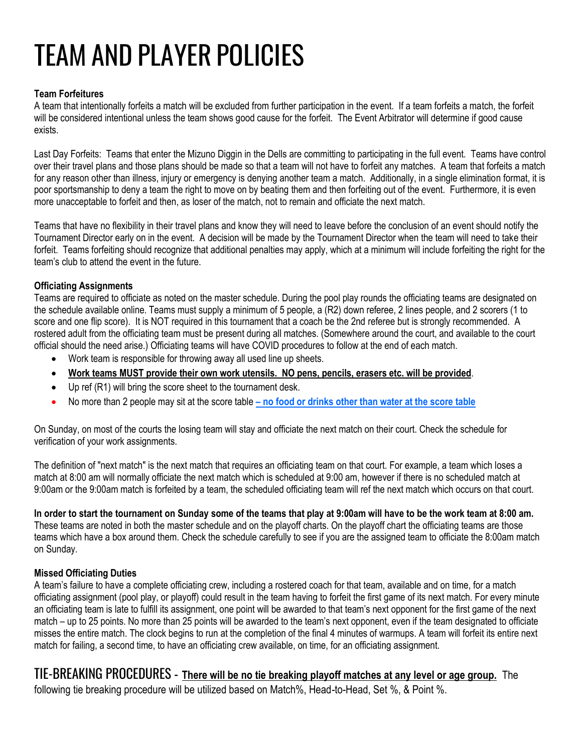# TEAM AND PLAYER POLICIES

**Team Forfeitures**

A team that intentionally forfeits a match will be excluded from further participation in the event. If a team forfeits a match, the forfeit will be considered intentional unless the team shows good cause for the forfeit. The Event Arbitrator will determine if good cause exists.

Last Day Forfeits: Teams that enter the Mizuno Diggin in the Dells are committing to participating in the full event. Teams have control over their travel plans and those plans should be made so that a team will not have to forfeit any matches. A team that forfeits a match for any reason other than illness, injury or emergency is denying another team a match. Additionally, in a single elimination format, it is poor sportsmanship to deny a team the right to move on by beating them and then forfeiting out of the event. Furthermore, it is even more unacceptable to forfeit and then, as loser of the match, not to remain and officiate the next match.

Teams that have no flexibility in their travel plans and know they will need to leave before the conclusion of an event should notify the Tournament Director early on in the event. A decision will be made by the Tournament Director when the team will need to take their forfeit. Teams forfeiting should recognize that additional penalties may apply, which at a minimum will include forfeiting the right for the team's club to attend the event in the future.

**Officiating Assignments**

Teams are required to officiate as noted on the master schedule. During the pool play rounds the officiating teams are designated on the schedule available online. Teams must supply a minimum of 5 people, a (R2) down referee, 2 lines people, and 2 scorers (1 to score and one flip score). It is NOT required in this tournament that a coach be the 2nd referee but is strongly recommended. A rostered adult from the officiating team must be present during all matches. (Somewhere around the court, and available to the court official should the need arise.) Officiating teams will have COVID procedures to follow at the end of each match.

- Work team is responsible for throwing away all used line up sheets.
- **Work teams MUST provide their own work utensils. NO pens, pencils, erasers etc. will be provided**.
- Up ref (R1) will bring the score sheet to the tournament desk.
- No more than 2 people may sit at the score table **– no food or drinks other than water at the score table**

On Sunday, on most of the courts the losing team will stay and officiate the next match on their court. Check the schedule for verification of your work assignments.

The definition of "next match" is the next match that requires an officiating team on that court. For example, a team which loses a match at 8:00 am will normally officiate the next match which is scheduled at 9:00 am, however if there is no scheduled match at 9:00am or the 9:00am match is forfeited by a team, the scheduled officiating team will ref the next match which occurs on that court.

**In order to start the tournament on Sunday some of the teams that play at 9:00am will have to be the work team at 8:00 am.** These teams are noted in both the master schedule and on the playoff charts. On the playoff chart the officiating teams are those teams which have a box around them. Check the schedule carefully to see if you are the assigned team to officiate the 8:00am match on Sunday.

**Missed Officiating Duties**

A team's failure to have a complete officiating crew, including a rostered coach for that team, available and on time, for a match officiating assignment (pool play, or playoff) could result in the team having to forfeit the first game of its next match. For every minute an officiating team is late to fulfill its assignment, one point will be awarded to that team's next opponent for the first game of the next match – up to 25 points. No more than 25 points will be awarded to the team's next opponent, even if the team designated to officiate misses the entire match. The clock begins to run at the completion of the final 4 minutes of warmups. A team will forfeit its entire next match for failing, a second time, to have an officiating crew available, on time, for an officiating assignment.

## TIE-BREAKING PROCEDURES - **There will be no tie breaking playoff matches at any level or age group.** The following tie breaking procedure will be utilized based on Match%, Head-to-Head, Set %, & Point %.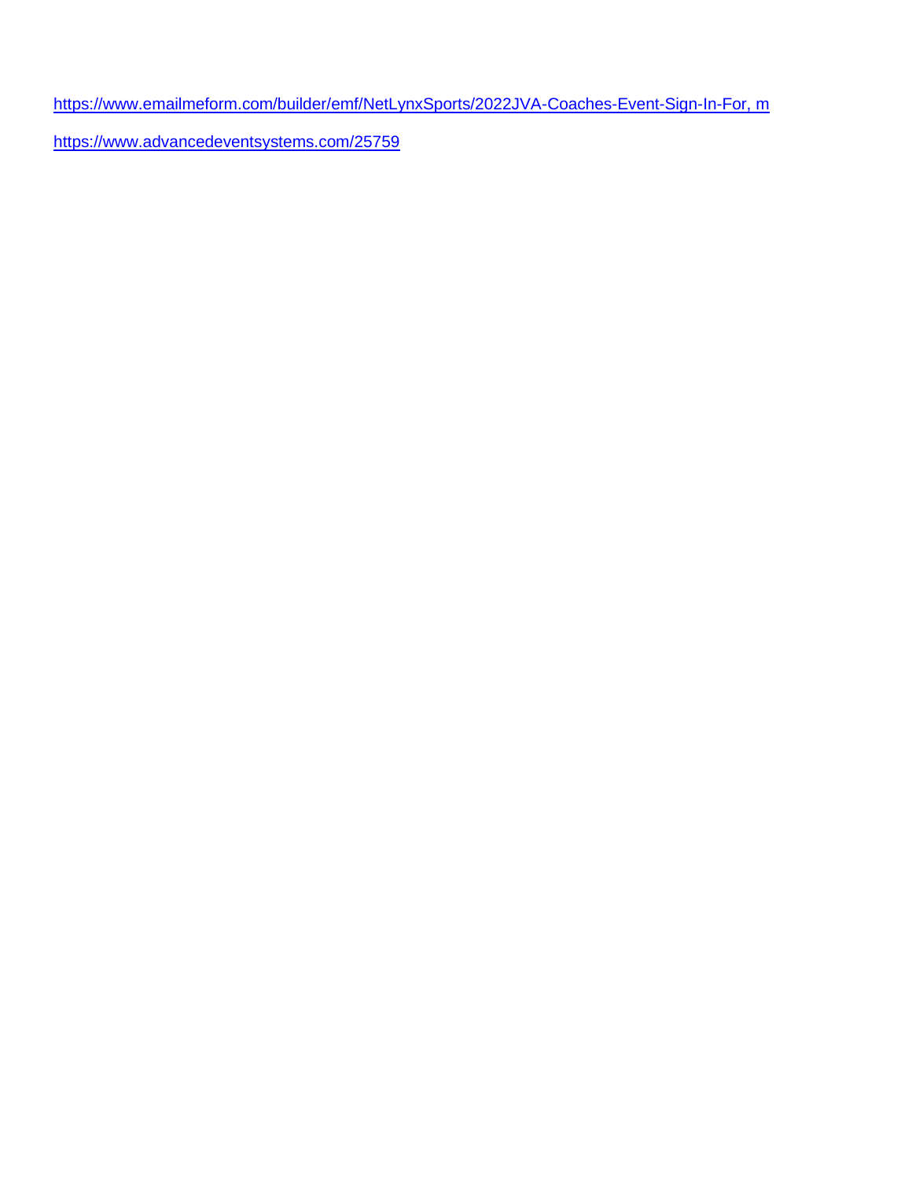https://www.emailmeform.com/builder/emf/NetLynxSports/2022JVA-Coaches-Event-Sign-In-For, m

https://www.advancedeventsystems.com/25759